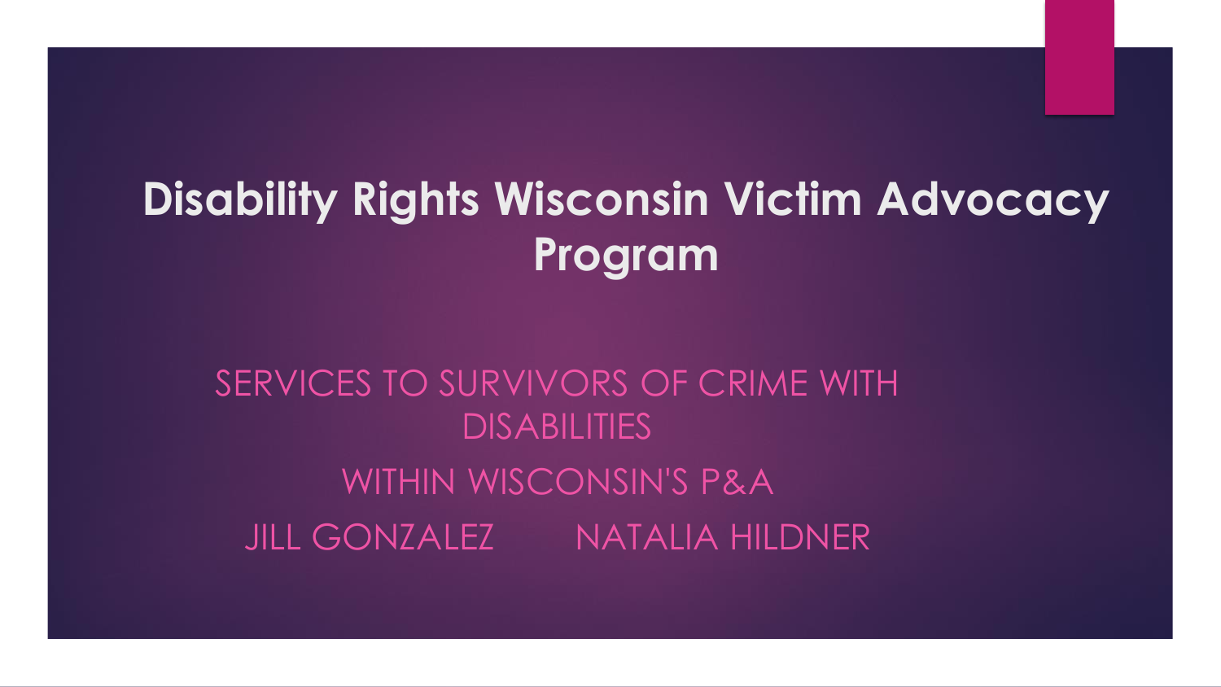# Disability Rights Wisconsin Victim Advocacy Program

SERVICES TO SURVIVORS OF CRIME WITH DISABILITIES

WITHIN WISCONSIN'S P&A

JILL GONZALEZ NATALIA HILDNER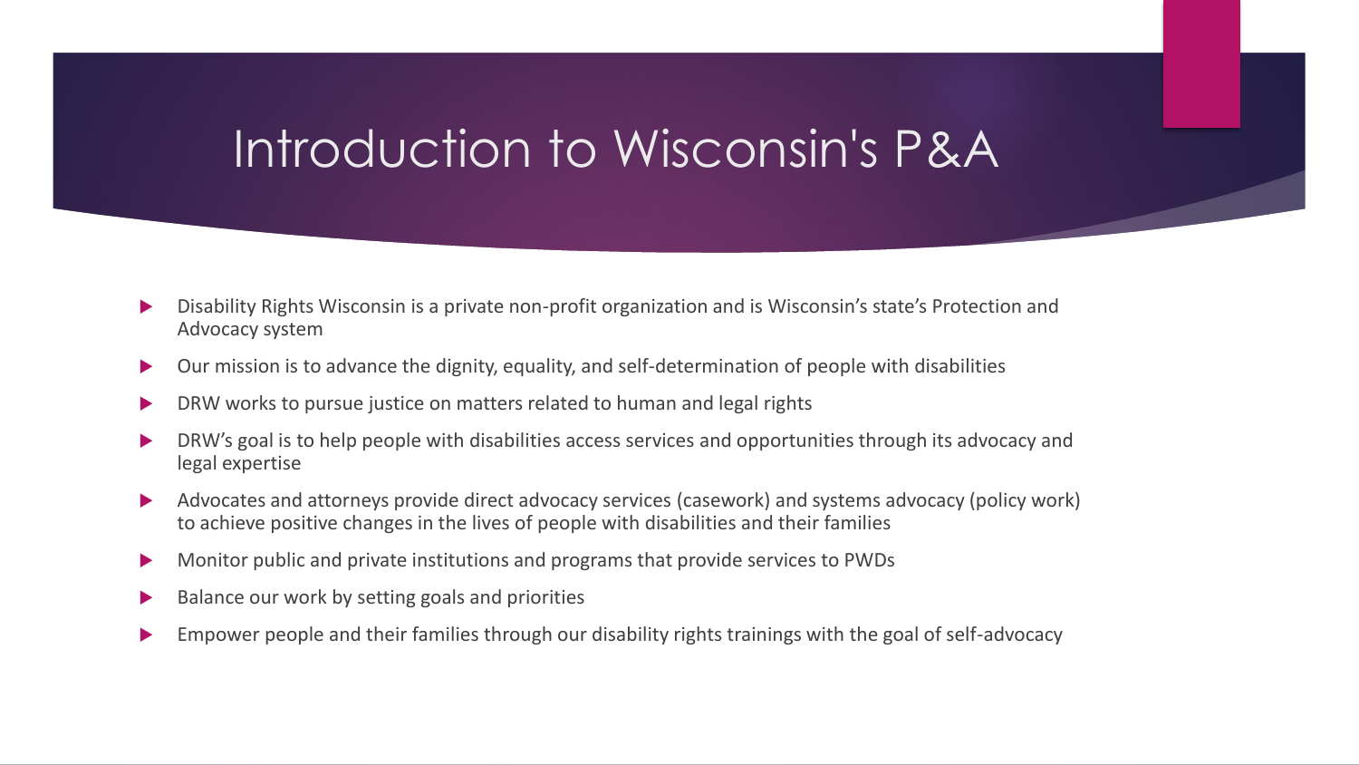# Introduction to Wisconsin's P&A

- Disability Rights Wisconsin is a private non-profit organization and is Wisconsin's state's Protection and Advocacy system
- Our mission is to advance the dignity, equality, and self-determination of people with disabilities
- DRW works to pursue justice on matters related to human and legal rights
- DRW's goal is to help people with disabilities access services and opportunities through its advocacy and legal expertise
- Advocates and attorneys provide direct advocacy services (casework) and systems advocacy (policy work) to achieve positive changes in the lives of people with disabilities and their families
- Monitor public and private institutions and programs that provide services to PWDs
- Balance our work by setting goals and priorities
- Empower people and their families through our disability rights trainings with the goal of self-advocacy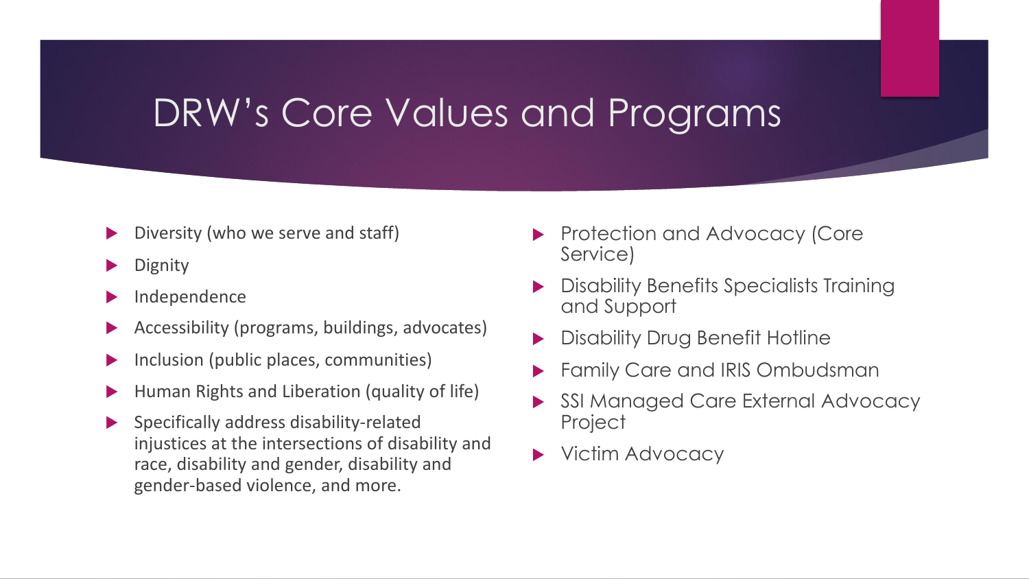# DRW’s Core Values and Programs

- Diversity (who we serve and staff)
- Dignity
- Independence
- Accessibility (programs, buildings, advocates)
- Inclusion (public places, communities)
- Human Rights and Liberation (quality of life)
- Specifically address disability-related injustices at the intersections of disability and race, disability and gender, disability and gender-based violence, and more.

- Protection and Advocacy (Core Service)
- Disability Benefits Specialists Training and Support
- Disability Drug Benefit Hotline
- Family Care and IRIS Ombudsman
- SSI Managed Care External Advocacy Project
- Victim Advocacy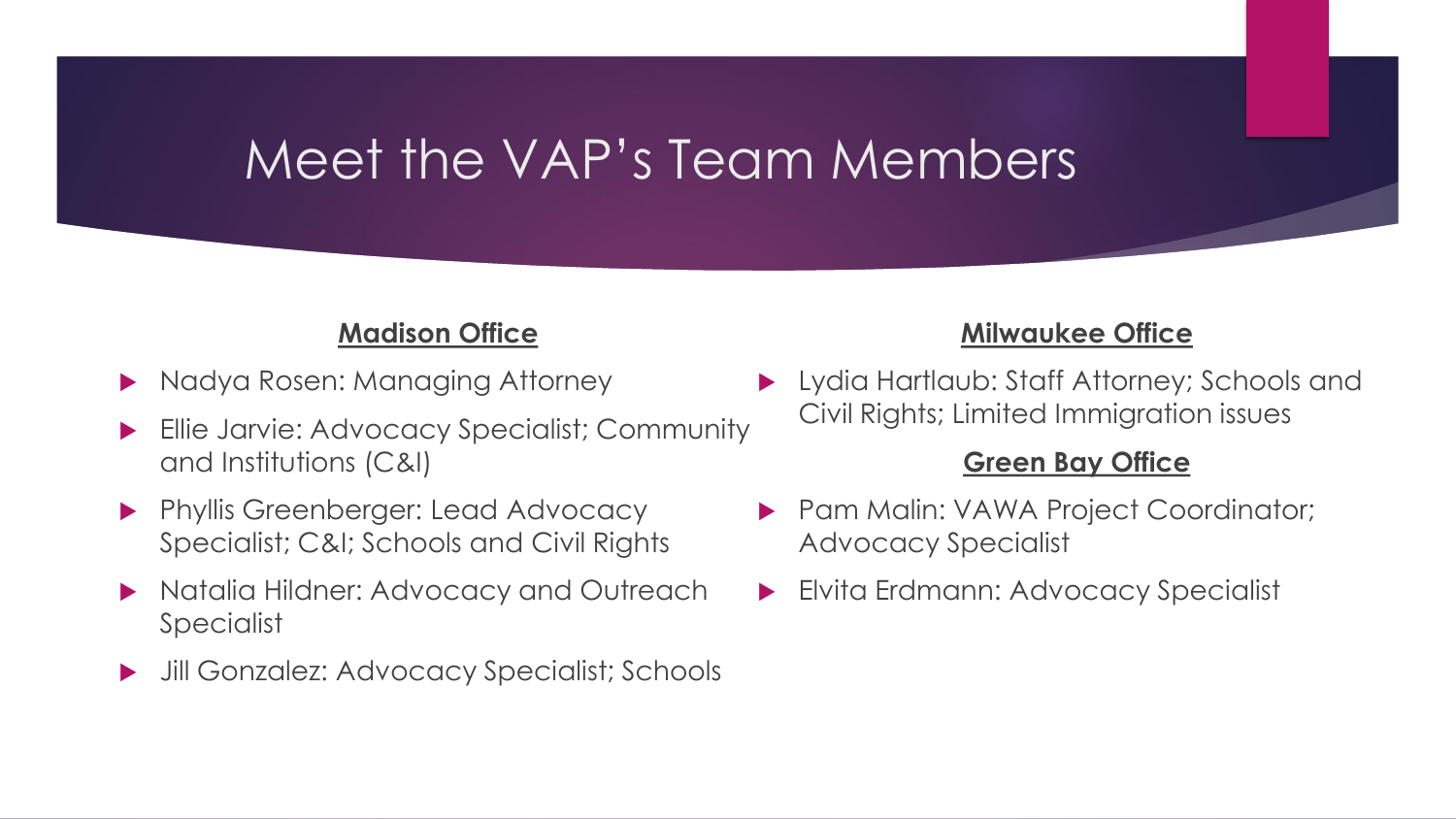# Meet the VAP's Team Members

**Madison Office**

- Nadya Rosen: Managing Attorney
- Ellie Jarvie: Advocacy Specialist; Community and Institutions (C&I)
- Phyllis Greenberger: Lead Advocacy Specialist; C&I; Schools and Civil Rights
- Natalia Hildner: Advocacy and Outreach Specialist
- Jill Gonzalez: Advocacy Specialist; Schools

**Milwaukee Office**

- Lydia Hartlaub: Staff Attorney; Schools and Civil Rights; Limited Immigration issues

**Green Bay Office**

- Pam Malin: VAWA Project Coordinator; Advocacy Specialist
- Elvita Erdmann: Advocacy Specialist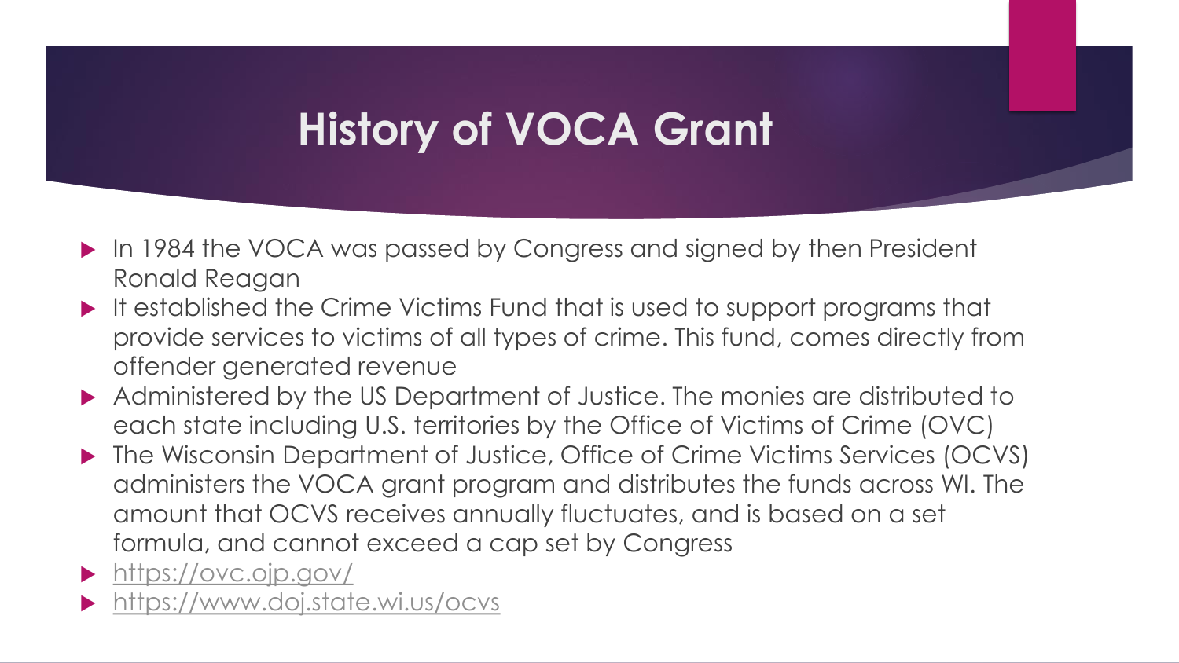# History of VOCA Grant

- In 1984 the VOCA was passed by Congress and signed by then President Ronald Reagan
- It established the Crime Victims Fund that is used to support programs that provide services to victims of all types of crime. This fund, comes directly from offender generated revenue
- Administered by the US Department of Justice. The monies are distributed to each state including U.S. territories by the Office of Victims of Crime (OVC)
- The Wisconsin Department of Justice, Office of Crime Victims Services (OCVS) administers the VOCA grant program and distributes the funds across WI. The amount that OCVS receives annually fluctuates, and is based on a set formula, and cannot exceed a cap set by Congress
- https://ovc.ojp.gov/
- https://www.doj.state.wi.us/ocvs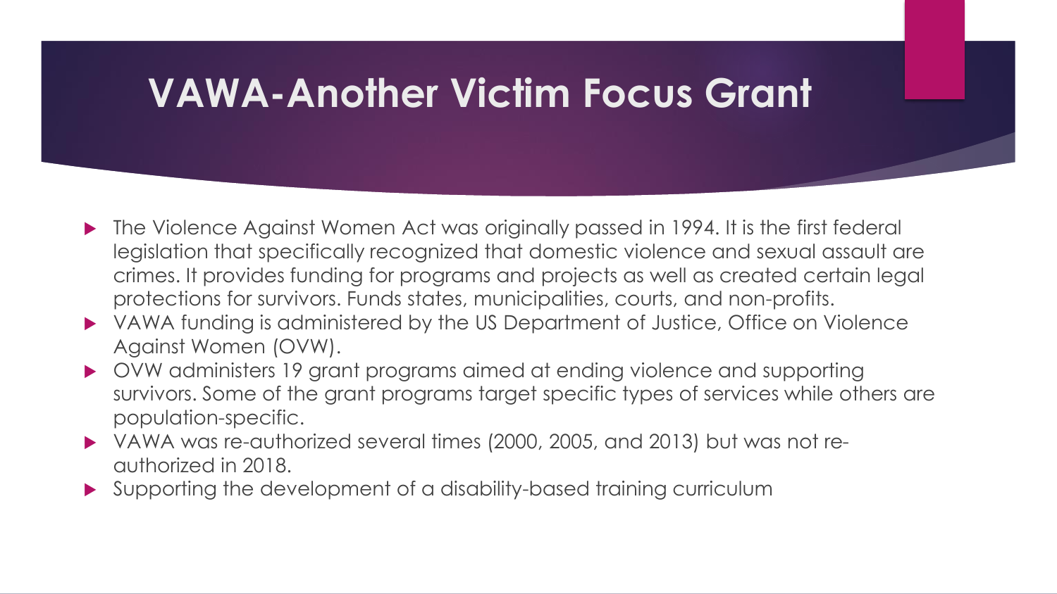# VAWA-Another Victim Focus Grant

- The Violence Against Women Act was originally passed in 1994. It is the first federal legislation that specifically recognized that domestic violence and sexual assault are crimes. It provides funding for programs and projects as well as created certain legal protections for survivors. Funds states, municipalities, courts, and non-profits.
- VAWA funding is administered by the US Department of Justice, Office on Violence Against Women (OVW).
- OVW administers 19 grant programs aimed at ending violence and supporting survivors. Some of the grant programs target specific types of services while others are population-specific.
- VAWA was re-authorized several times (2000, 2005, and 2013) but was not re-authorized in 2018.
- Supporting the development of a disability-based training curriculum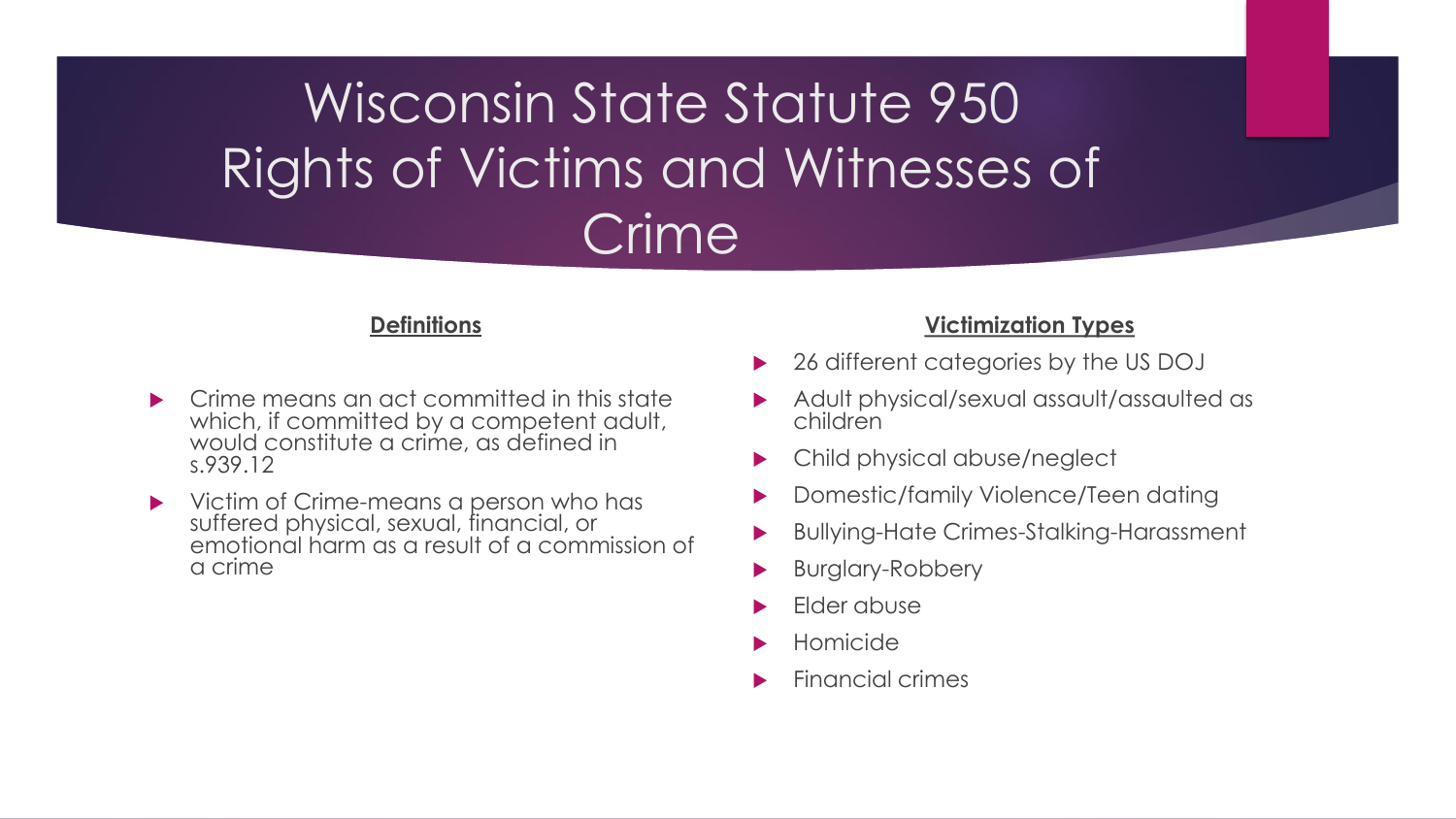# Wisconsin State Statute 950 Rights of Victims and Witnesses of Crime

**Definitions**

- Crime means an act committed in this state which, if committed by a competent adult, would constitute a crime, as defined in s.939.12
- Victim of Crime-means a person who has suffered physical, sexual, financial, or emotional harm as a result of a commission of a crime

**Victimization Types**

- 26 different categories by the US DOJ
- Adult physical/sexual assault/assaulted as children
- Child physical abuse/neglect
- Domestic/family Violence/Teen dating
- Bullying-Hate Crimes-Stalking-Harassment
- Burglary-Robbery
- Elder abuse
- Homicide
- Financial crimes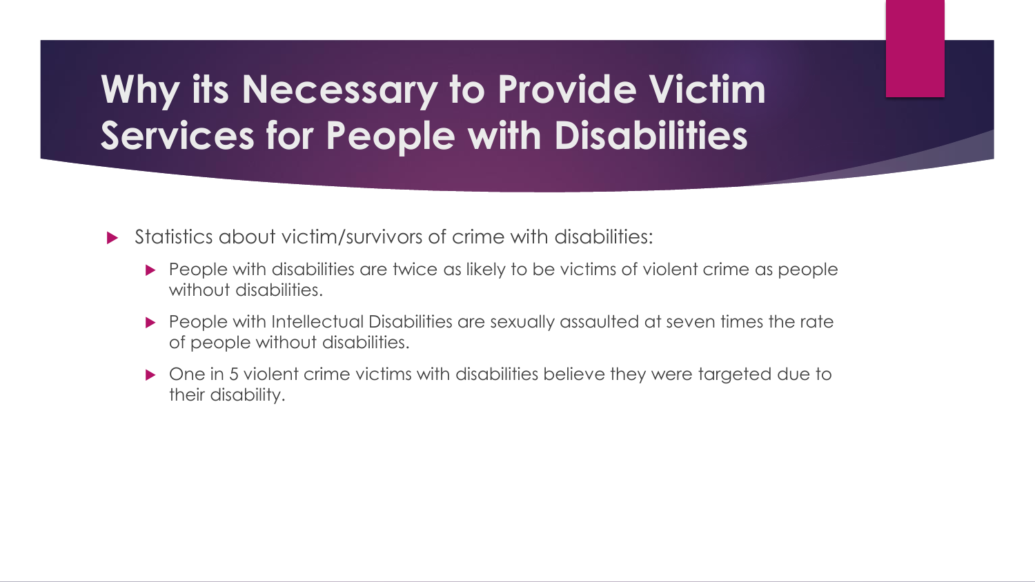# Why its Necessary to Provide Victim Services for People with Disabilities

- Statistics about victim/survivors of crime with disabilities:
  - People with disabilities are twice as likely to be victims of violent crime as people without disabilities.
  - People with Intellectual Disabilities are sexually assaulted at seven times the rate of people without disabilities.
  - One in 5 violent crime victims with disabilities believe they were targeted due to their disability.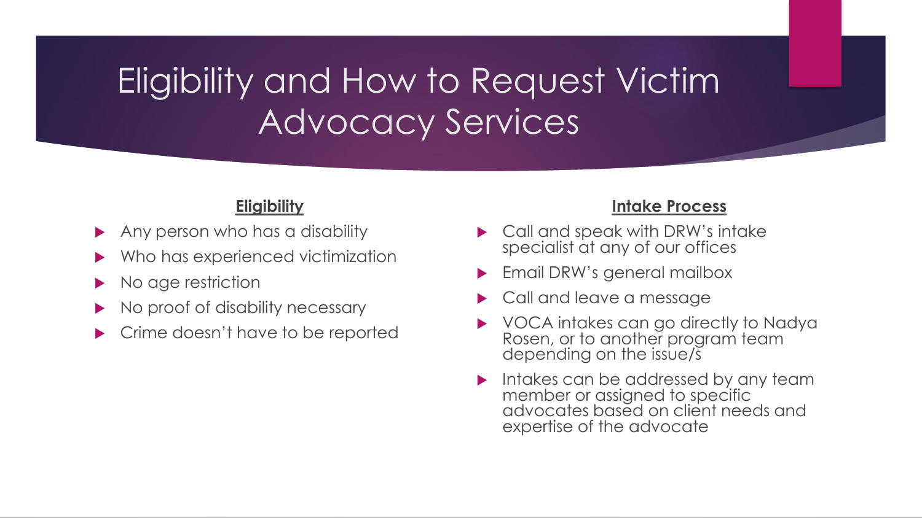# Eligibility and How to Request Victim Advocacy Services

**Eligibility**

- Any person who has a disability
- Who has experienced victimization
- No age restriction
- No proof of disability necessary
- Crime doesn't have to be reported

**Intake Process**

- Call and speak with DRW's intake specialist at any of our offices
- Email DRW's general mailbox
- Call and leave a message
- VOCA intakes can go directly to Nadya Rosen, or to another program team depending on the issue/s
- Intakes can be addressed by any team member or assigned to specific advocates based on client needs and expertise of the advocate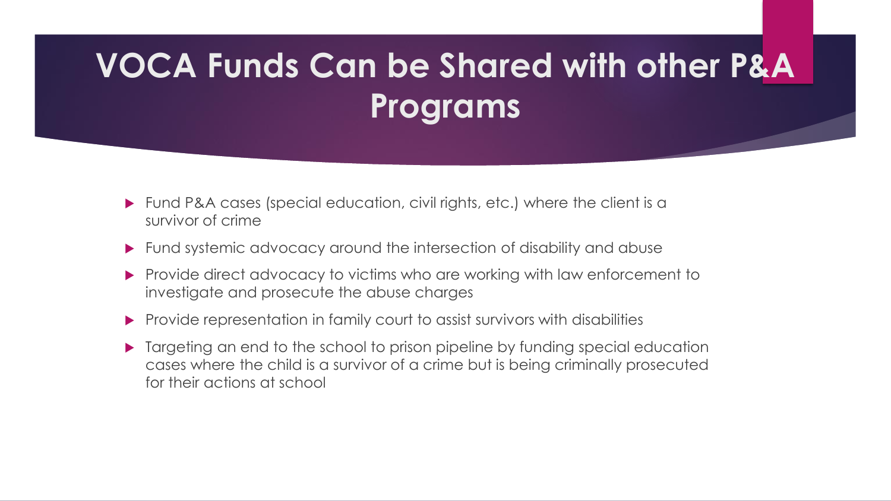# VOCA Funds Can be Shared with other P&A Programs

- Fund P&A cases (special education, civil rights, etc.) where the client is a survivor of crime
- Fund systemic advocacy around the intersection of disability and abuse
- Provide direct advocacy to victims who are working with law enforcement to investigate and prosecute the abuse charges
- Provide representation in family court to assist survivors with disabilities
- Targeting an end to the school to prison pipeline by funding special education cases where the child is a survivor of a crime but is being criminally prosecuted for their actions at school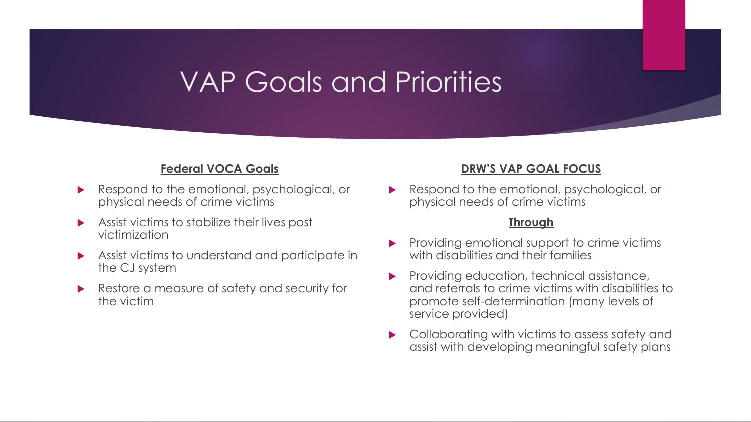# VAP Goals and Priorities

**Federal VOCA Goals**

- Respond to the emotional, psychological, or physical needs of crime victims
- Assist victims to stabilize their lives post victimization
- Assist victims to understand and participate in the CJ system
- Restore a measure of safety and security for the victim

**DRW'S VAP GOAL FOCUS**

- Respond to the emotional, psychological, or physical needs of crime victims

**Through**

- Providing emotional support to crime victims with disabilities and their families
- Providing education, technical assistance, and referrals to crime victims with disabilities to promote self-determination (many levels of service provided)
- Collaborating with victims to assess safety and assist with developing meaningful safety plans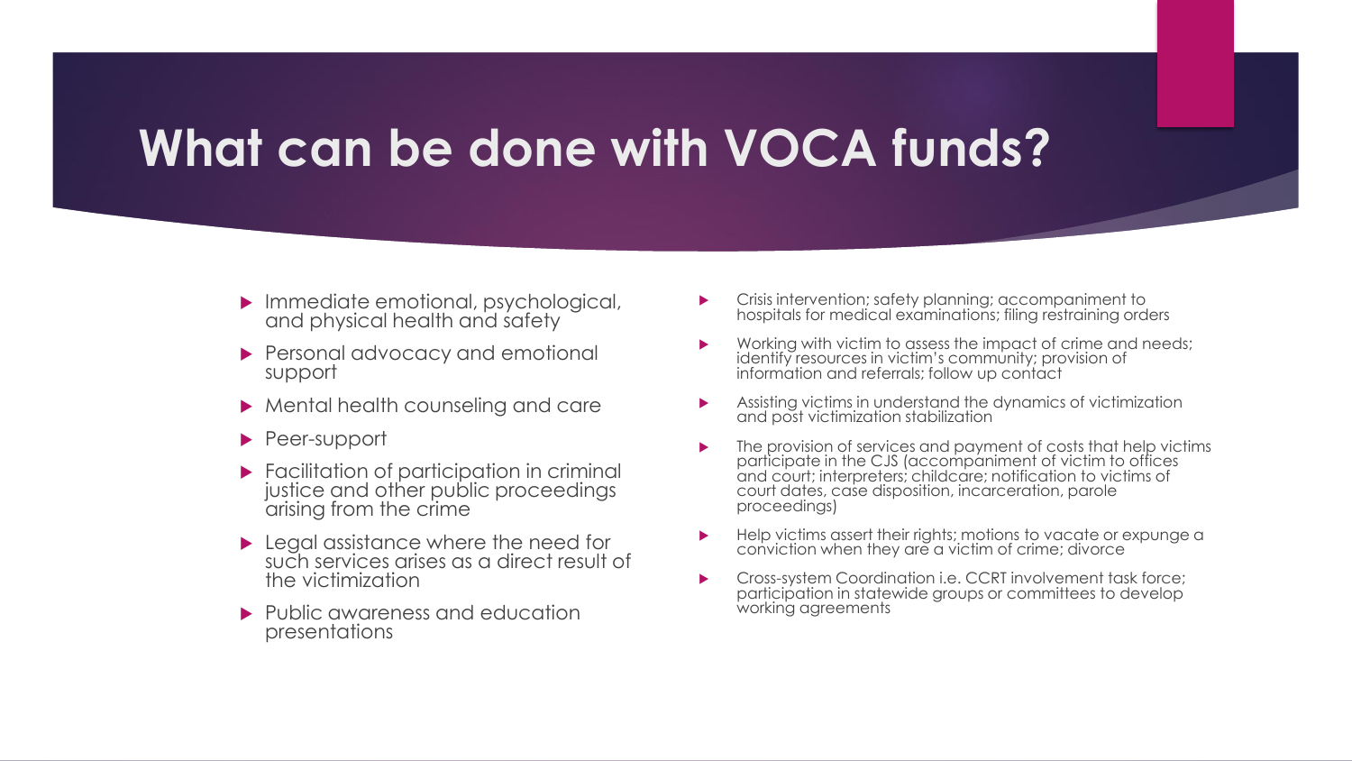# What can be done with VOCA funds?

- Immediate emotional, psychological, and physical health and safety
- Personal advocacy and emotional support
- Mental health counseling and care
- Peer-support
- Facilitation of participation in criminal justice and other public proceedings arising from the crime
- Legal assistance where the need for such services arises as a direct result of the victimization
- Public awareness and education presentations

- Crisis intervention; safety planning; accompaniment to hospitals for medical examinations; filing restraining orders
- Working with victim to assess the impact of crime and needs; identify resources in victim's community; provision of information and referrals; follow up contact
- Assisting victims in understand the dynamics of victimization and post victimization stabilization
- The provision of services and payment of costs that help victims participate in the CJS (accompaniment of victim to offices and court; interpreters; childcare; notification to victims of court dates, case disposition, incarceration, parole proceedings)
- Help victims assert their rights; motions to vacate or expunge a conviction when they are a victim of crime; divorce
- Cross-system Coordination i.e. CCRT involvement task force; participation in statewide groups or committees to develop working agreements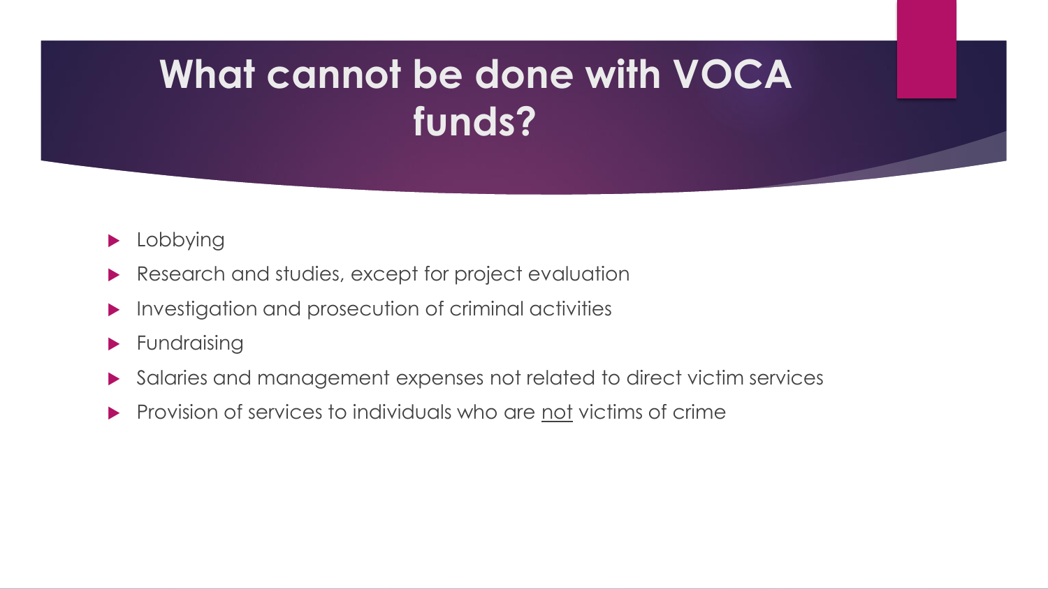# What cannot be done with VOCA funds?

- Lobbying
- Research and studies, except for project evaluation
- Investigation and prosecution of criminal activities
- Fundraising
- Salaries and management expenses not related to direct victim services
- Provision of services to individuals who are <u>not</u> victims of crime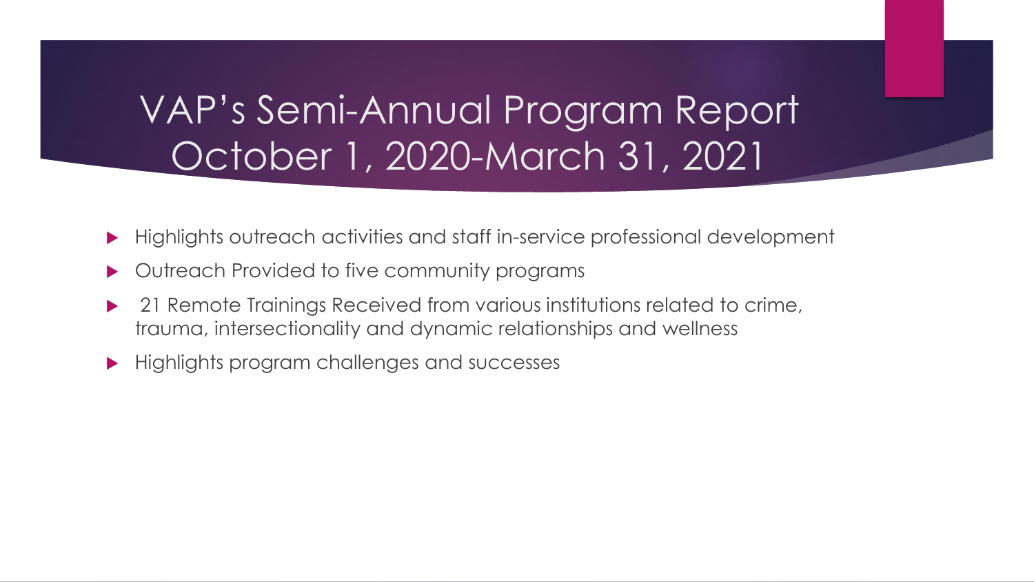# VAP's Semi-Annual Program Report October 1, 2020-March 31, 2021

- Highlights outreach activities and staff in-service professional development
- Outreach Provided to five community programs
- 21 Remote Trainings Received from various institutions related to crime, trauma, intersectionality and dynamic relationships and wellness
- Highlights program challenges and successes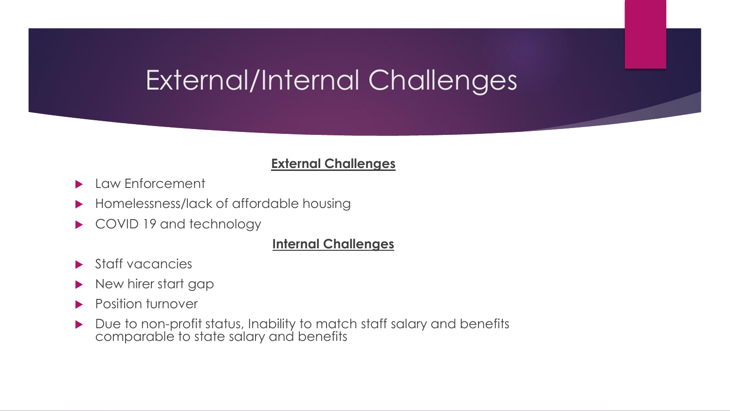# External/Internal Challenges

**External Challenges**

- Law Enforcement
- Homelessness/lack of affordable housing
- COVID 19 and technology

**Internal Challenges**

- Staff vacancies
- New hirer start gap
- Position turnover
- Due to non-profit status, Inability to match staff salary and benefits comparable to state salary and benefits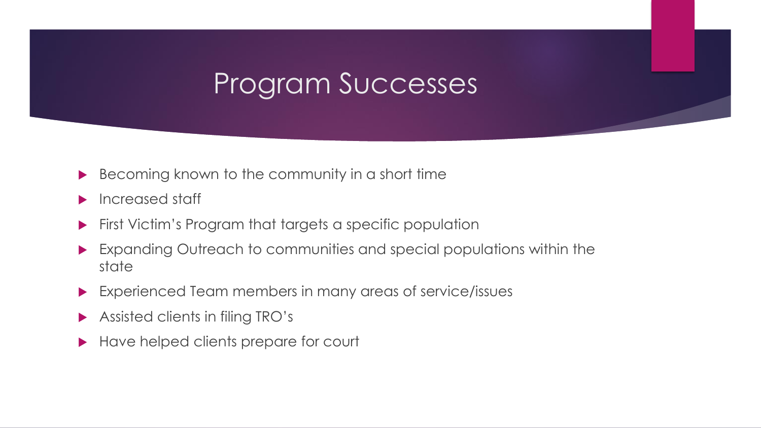# Program Successes

- Becoming known to the community in a short time
- Increased staff
- First Victim's Program that targets a specific population
- Expanding Outreach to communities and special populations within the state
- Experienced Team members in many areas of service/issues
- Assisted clients in filing TRO's
- Have helped clients prepare for court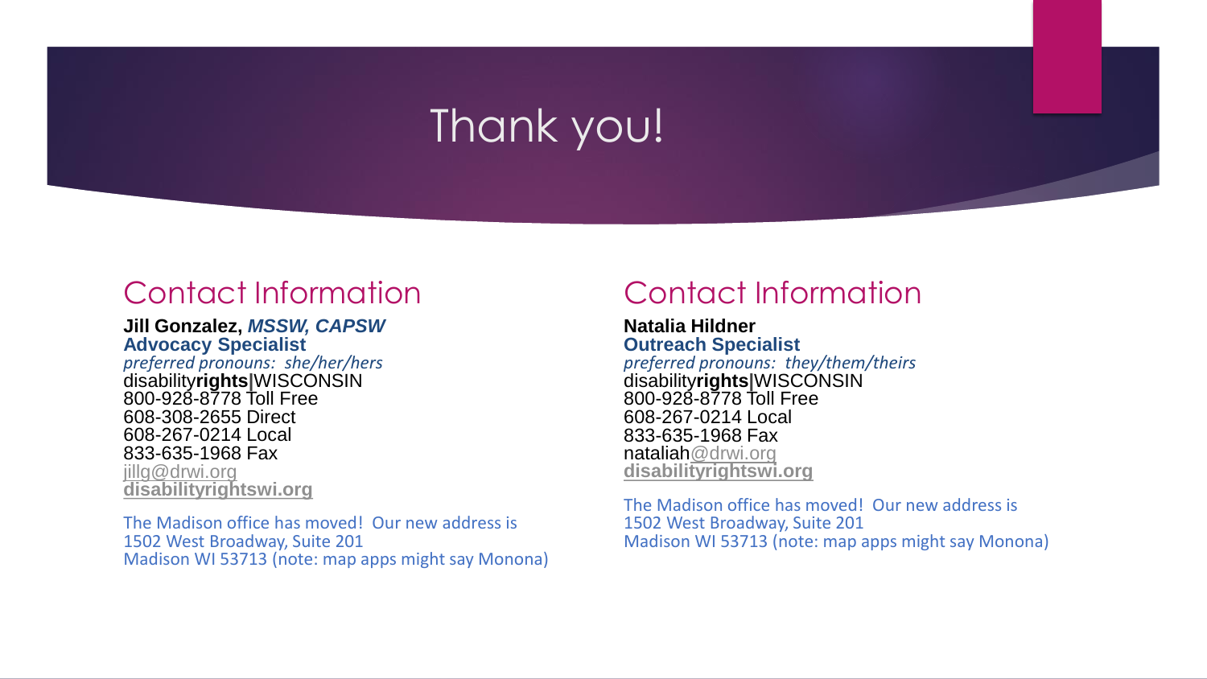# Thank you!

## Contact Information

**Jill Gonzalez, *MSSW, CAPSW***
**Advocacy Specialist**
*preferred pronouns: she/her/hers*
disability**rights|**WISCONSIN
800-928-8778 Toll Free
608-308-2655 Direct
608-267-0214 Local
833-635-1968 Fax
jillg@drwi.org
**disabilityrightswi.org**

The Madison office has moved! Our new address is
1502 West Broadway, Suite 201
Madison WI 53713 (note: map apps might say Monona)

## Contact Information

**Natalia Hildner**
**Outreach Specialist**
*preferred pronouns: they/them/theirs*
disability**rights|**WISCONSIN
800-928-8778 Toll Free
608-267-0214 Local
833-635-1968 Fax
nataliah@drwi.org
**disabilityrightswi.org**

The Madison office has moved! Our new address is
1502 West Broadway, Suite 201
Madison WI 53713 (note: map apps might say Monona)